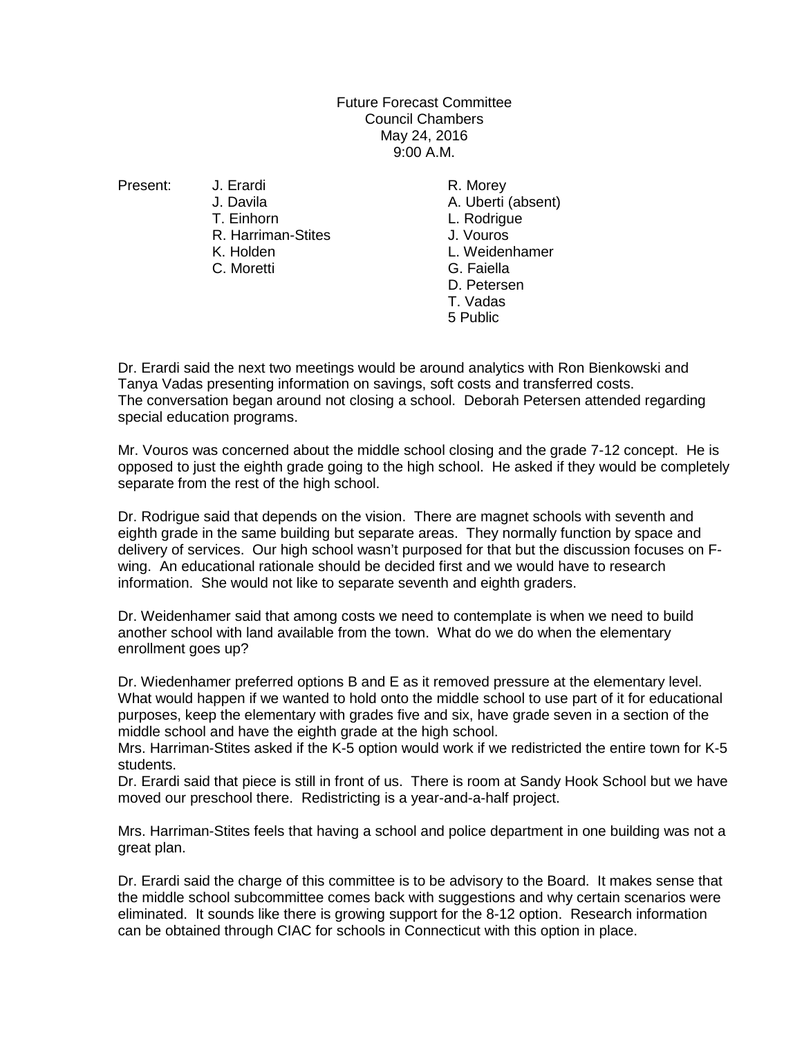Future Forecast Committee
Council Chambers
May 24, 2016
9:00 A.M.

| Present: | J. Erardi | R. Morey |
|---|---|---|
| | J. Davila | A. Uberti (absent) |
| | T. Einhorn | L. Rodrigue |
| | R. Harriman-Stites | J. Vouros |
| | K. Holden | L. Weidenhamer |
| | C. Moretti | G. Faiella |
| | | D. Petersen |
| | | T. Vadas |
| | | 5 Public |

Dr. Erardi said the next two meetings would be around analytics with Ron Bienkowski and Tanya Vadas presenting information on savings, soft costs and transferred costs. The conversation began around not closing a school. Deborah Petersen attended regarding special education programs.

Mr. Vouros was concerned about the middle school closing and the grade 7-12 concept. He is opposed to just the eighth grade going to the high school. He asked if they would be completely separate from the rest of the high school.

Dr. Rodrigue said that depends on the vision. There are magnet schools with seventh and eighth grade in the same building but separate areas. They normally function by space and delivery of services. Our high school wasn't purposed for that but the discussion focuses on F-wing. An educational rationale should be decided first and we would have to research information. She would not like to separate seventh and eighth graders.

Dr. Weidenhamer said that among costs we need to contemplate is when we need to build another school with land available from the town. What do we do when the elementary enrollment goes up?

Dr. Wiedenhamer preferred options B and E as it removed pressure at the elementary level. What would happen if we wanted to hold onto the middle school to use part of it for educational purposes, keep the elementary with grades five and six, have grade seven in a section of the middle school and have the eighth grade at the high school.
Mrs. Harriman-Stites asked if the K-5 option would work if we redistricted the entire town for K-5 students.
Dr. Erardi said that piece is still in front of us. There is room at Sandy Hook School but we have moved our preschool there. Redistricting is a year-and-a-half project.

Mrs. Harriman-Stites feels that having a school and police department in one building was not a great plan.

Dr. Erardi said the charge of this committee is to be advisory to the Board. It makes sense that the middle school subcommittee comes back with suggestions and why certain scenarios were eliminated. It sounds like there is growing support for the 8-12 option. Research information can be obtained through CIAC for schools in Connecticut with this option in place.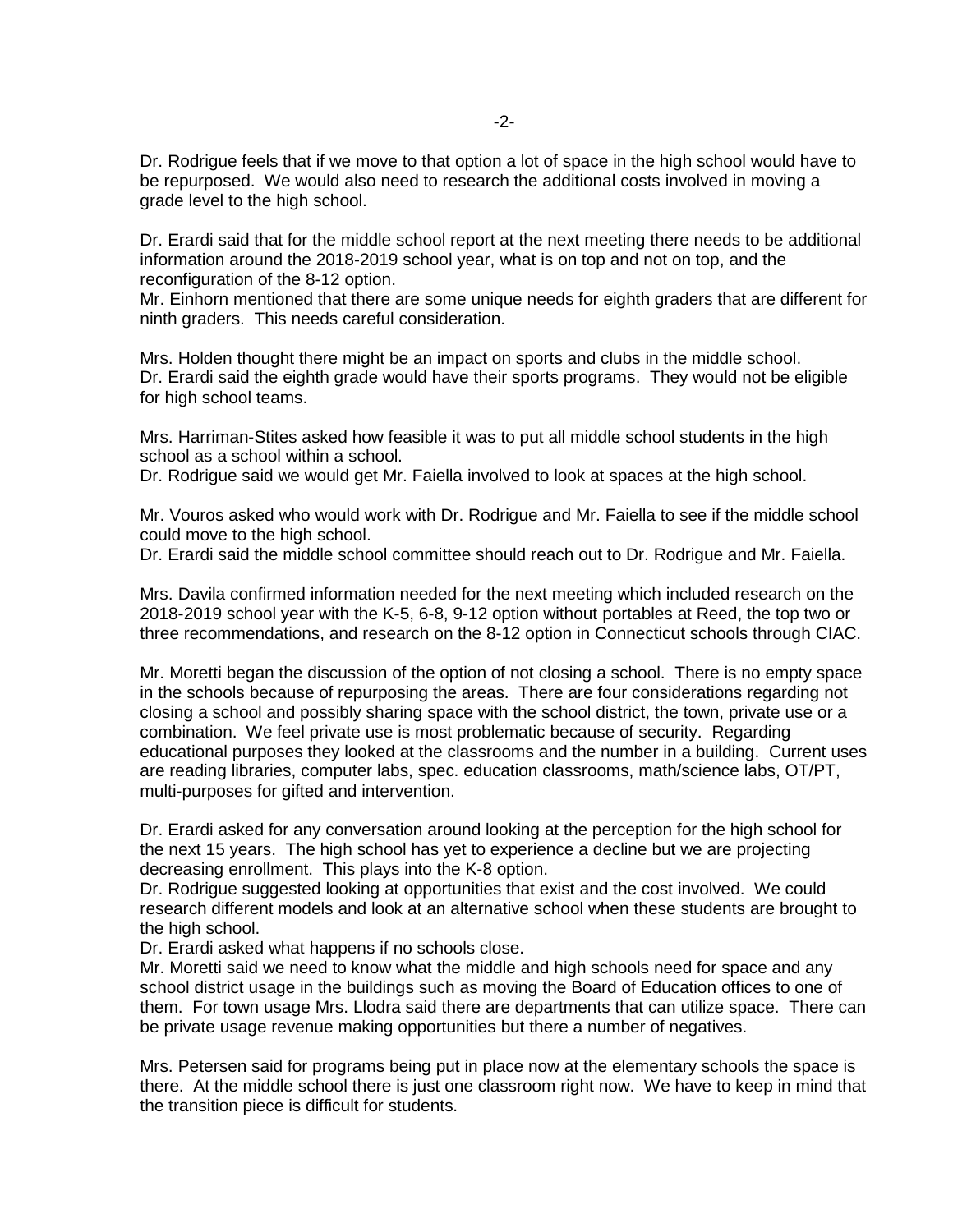Dr. Rodrigue feels that if we move to that option a lot of space in the high school would have to be repurposed. We would also need to research the additional costs involved in moving a grade level to the high school.

Dr. Erardi said that for the middle school report at the next meeting there needs to be additional information around the 2018-2019 school year, what is on top and not on top, and the reconfiguration of the 8-12 option.
Mr. Einhorn mentioned that there are some unique needs for eighth graders that are different for ninth graders. This needs careful consideration.

Mrs. Holden thought there might be an impact on sports and clubs in the middle school.
Dr. Erardi said the eighth grade would have their sports programs. They would not be eligible for high school teams.

Mrs. Harriman-Stites asked how feasible it was to put all middle school students in the high school as a school within a school.
Dr. Rodrigue said we would get Mr. Faiella involved to look at spaces at the high school.

Mr. Vouros asked who would work with Dr. Rodrigue and Mr. Faiella to see if the middle school could move to the high school.
Dr. Erardi said the middle school committee should reach out to Dr. Rodrigue and Mr. Faiella.

Mrs. Davila confirmed information needed for the next meeting which included research on the 2018-2019 school year with the K-5, 6-8, 9-12 option without portables at Reed, the top two or three recommendations, and research on the 8-12 option in Connecticut schools through CIAC.

Mr. Moretti began the discussion of the option of not closing a school. There is no empty space in the schools because of repurposing the areas. There are four considerations regarding not closing a school and possibly sharing space with the school district, the town, private use or a combination. We feel private use is most problematic because of security. Regarding educational purposes they looked at the classrooms and the number in a building. Current uses are reading libraries, computer labs, spec. education classrooms, math/science labs, OT/PT, multi-purposes for gifted and intervention.

Dr. Erardi asked for any conversation around looking at the perception for the high school for the next 15 years. The high school has yet to experience a decline but we are projecting decreasing enrollment. This plays into the K-8 option.
Dr. Rodrigue suggested looking at opportunities that exist and the cost involved. We could research different models and look at an alternative school when these students are brought to the high school.
Dr. Erardi asked what happens if no schools close.
Mr. Moretti said we need to know what the middle and high schools need for space and any school district usage in the buildings such as moving the Board of Education offices to one of them. For town usage Mrs. Llodra said there are departments that can utilize space. There can be private usage revenue making opportunities but there a number of negatives.

Mrs. Petersen said for programs being put in place now at the elementary schools the space is there. At the middle school there is just one classroom right now. We have to keep in mind that the transition piece is difficult for students.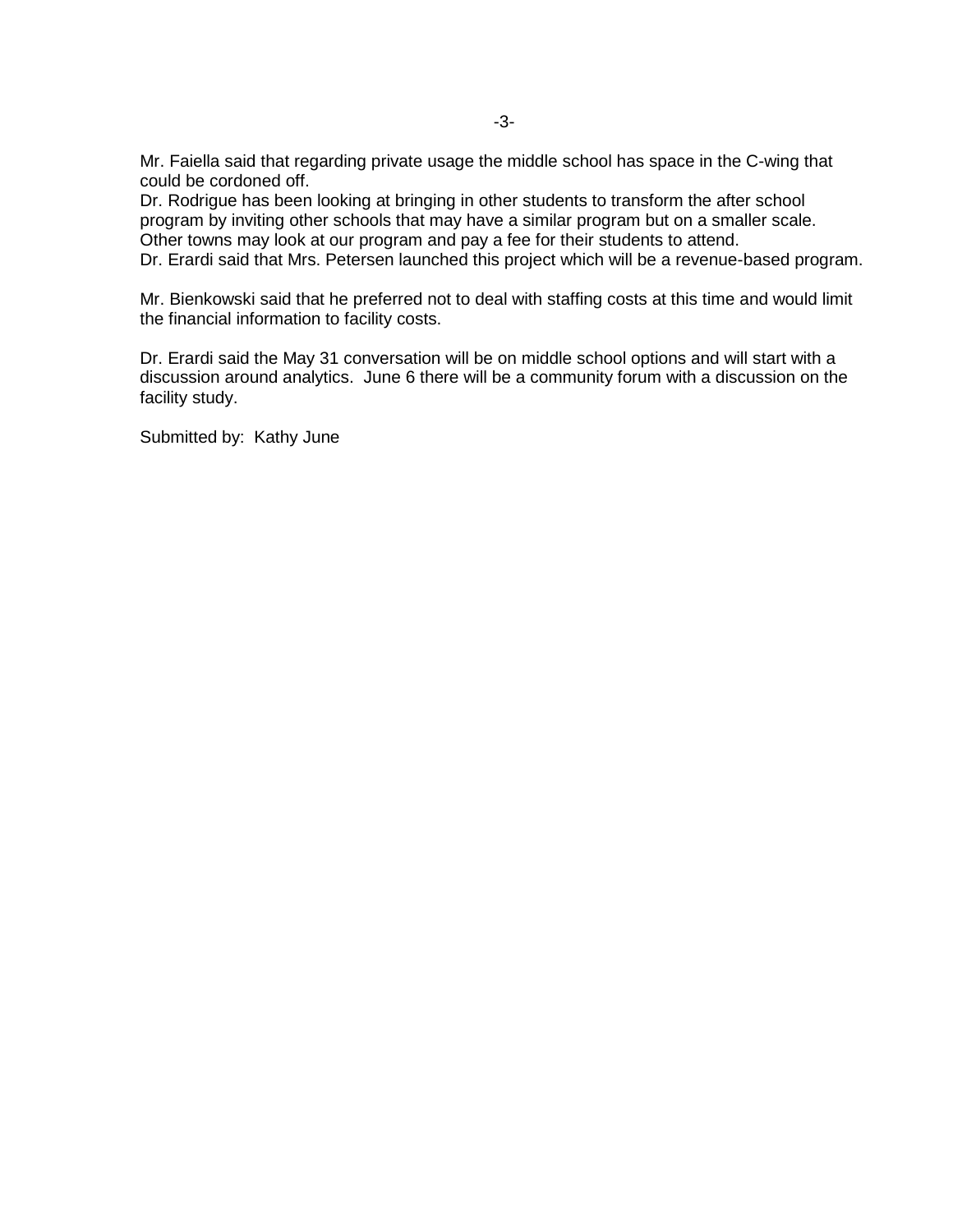Mr. Faiella said that regarding private usage the middle school has space in the C-wing that could be cordoned off.
Dr. Rodrigue has been looking at bringing in other students to transform the after school program by inviting other schools that may have a similar program but on a smaller scale. Other towns may look at our program and pay a fee for their students to attend.
Dr. Erardi said that Mrs. Petersen launched this project which will be a revenue-based program.

Mr. Bienkowski said that he preferred not to deal with staffing costs at this time and would limit the financial information to facility costs.

Dr. Erardi said the May 31 conversation will be on middle school options and will start with a discussion around analytics. June 6 there will be a community forum with a discussion on the facility study.

Submitted by: Kathy June